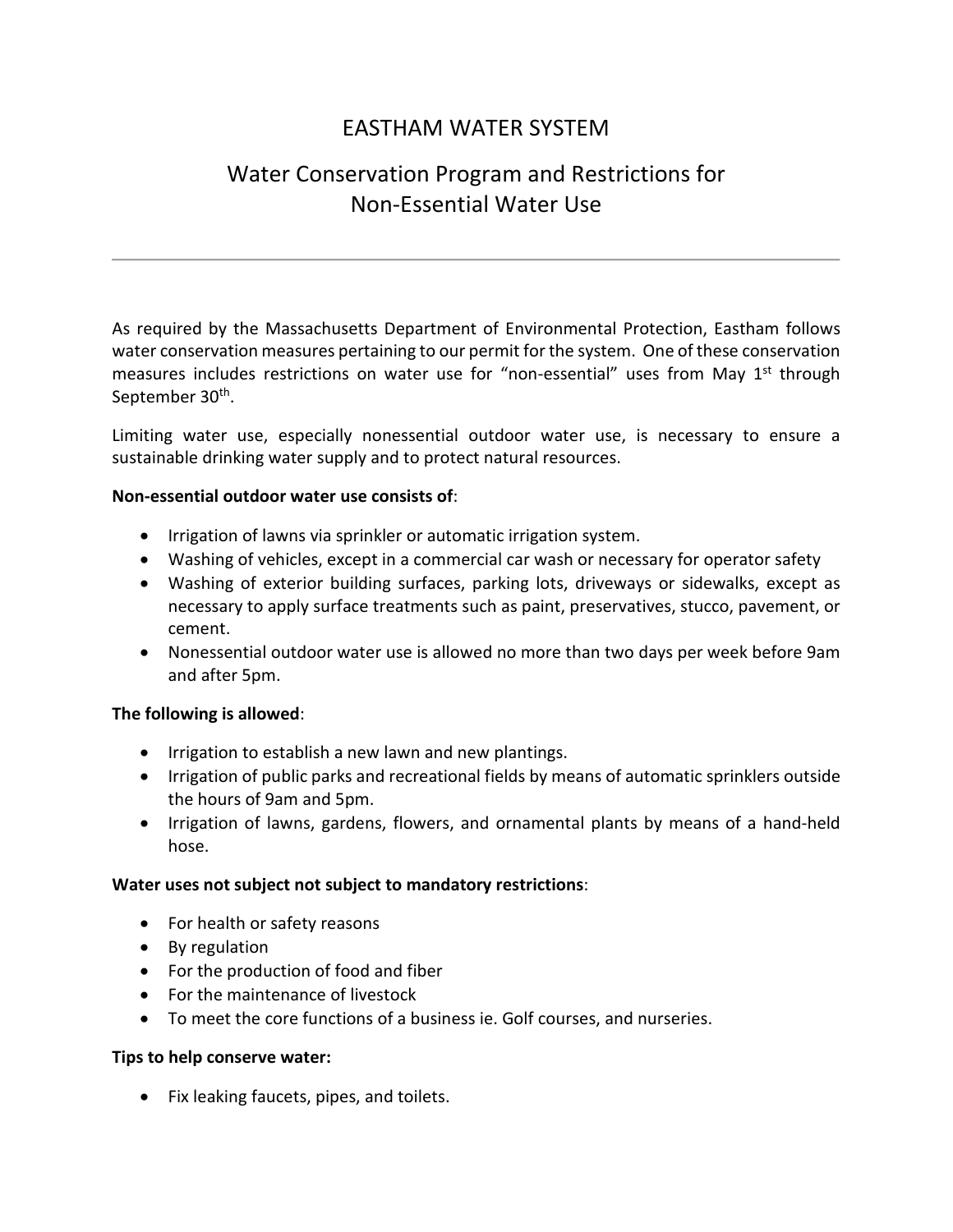# EASTHAM WATER SYSTEM

## Water Conservation Program and Restrictions for Non-Essential Water Use

---

As required by the Massachusetts Department of Environmental Protection, Eastham follows water conservation measures pertaining to our permit for the system. One of these conservation measures includes restrictions on water use for "non-essential" uses from May 1st through September 30th.

Limiting water use, especially nonessential outdoor water use, is necessary to ensure a sustainable drinking water supply and to protect natural resources.

**Non-essential outdoor water use consists of**:

- Irrigation of lawns via sprinkler or automatic irrigation system.
- Washing of vehicles, except in a commercial car wash or necessary for operator safety
- Washing of exterior building surfaces, parking lots, driveways or sidewalks, except as necessary to apply surface treatments such as paint, preservatives, stucco, pavement, or cement.
- Nonessential outdoor water use is allowed no more than two days per week before 9am and after 5pm.

**The following is allowed**:

- Irrigation to establish a new lawn and new plantings.
- Irrigation of public parks and recreational fields by means of automatic sprinklers outside the hours of 9am and 5pm.
- Irrigation of lawns, gardens, flowers, and ornamental plants by means of a hand-held hose.

**Water uses not subject not subject to mandatory restrictions**:

- For health or safety reasons
- By regulation
- For the production of food and fiber
- For the maintenance of livestock
- To meet the core functions of a business ie. Golf courses, and nurseries.

**Tips to help conserve water:**

- Fix leaking faucets, pipes, and toilets.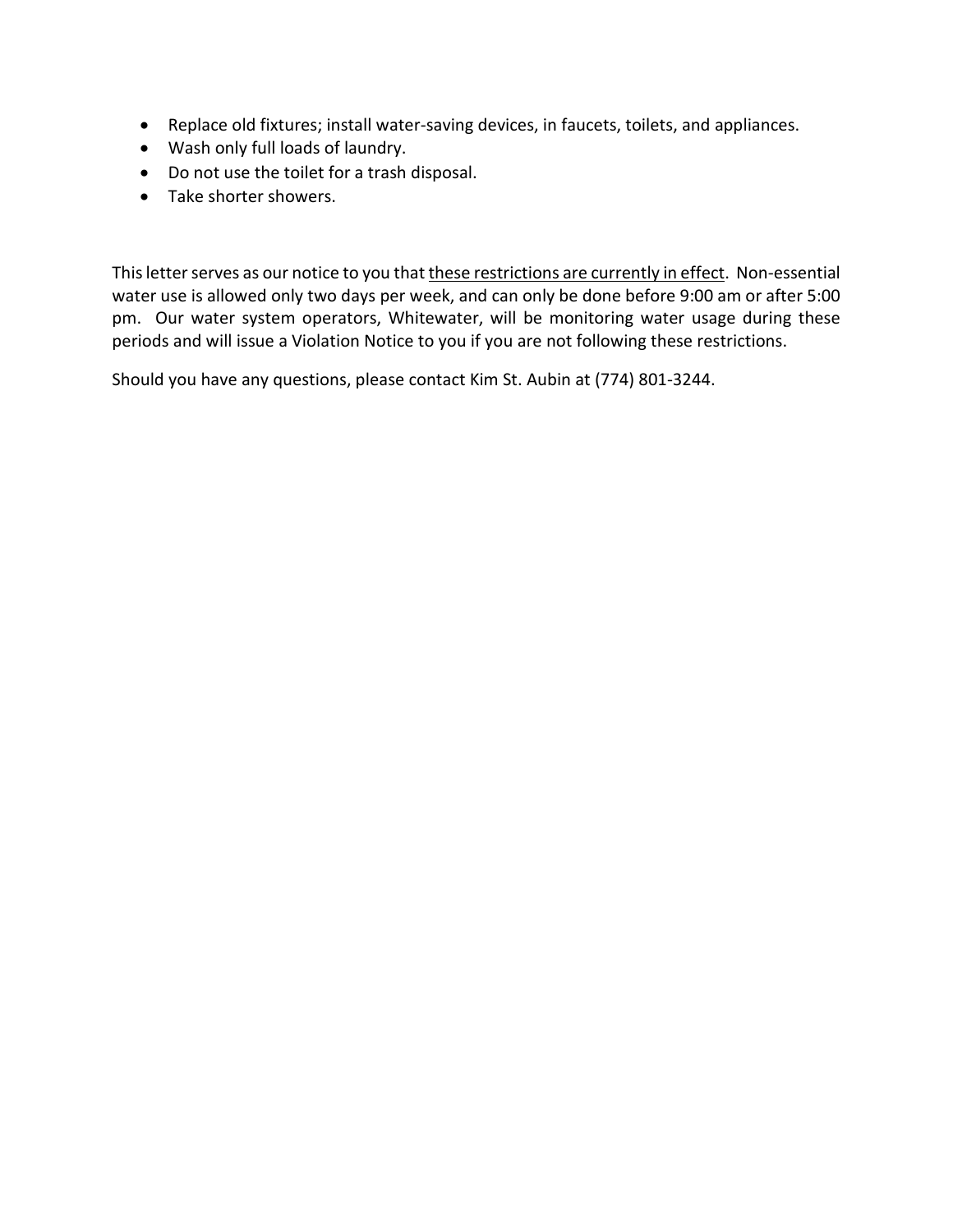- Replace old fixtures; install water-saving devices, in faucets, toilets, and appliances.
- Wash only full loads of laundry.
- Do not use the toilet for a trash disposal.
- Take shorter showers.

This letter serves as our notice to you that <u>these restrictions are currently in effect</u>. Non-essential water use is allowed only two days per week, and can only be done before 9:00 am or after 5:00 pm. Our water system operators, Whitewater, will be monitoring water usage during these periods and will issue a Violation Notice to you if you are not following these restrictions.

Should you have any questions, please contact Kim St. Aubin at (774) 801-3244.